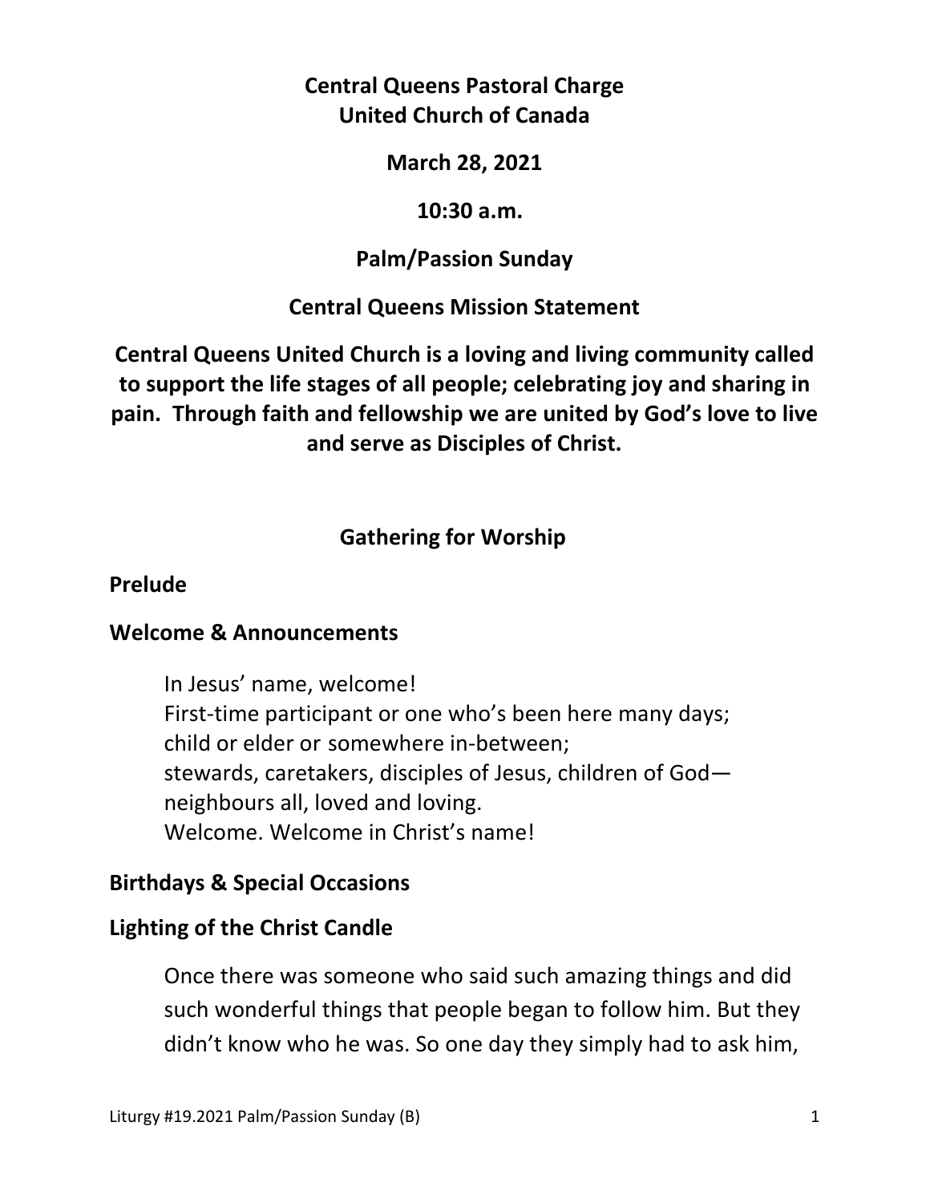**Central Queens Pastoral Charge**
**United Church of Canada**

**March 28, 2021**

**10:30 a.m.**

**Palm/Passion Sunday**

**Central Queens Mission Statement**

**Central Queens United Church is a loving and living community called to support the life stages of all people; celebrating joy and sharing in pain. Through faith and fellowship we are united by God's love to live and serve as Disciples of Christ.**

## Gathering for Worship

### Prelude

### Welcome & Announcements

In Jesus' name, welcome!
First-time participant or one who's been here many days;
child or elder or somewhere in-between;
stewards, caretakers, disciples of Jesus, children of God—
neighbours all, loved and loving.
Welcome. Welcome in Christ's name!

### Birthdays & Special Occasions

### Lighting of the Christ Candle

Once there was someone who said such amazing things and did such wonderful things that people began to follow him. But they didn't know who he was. So one day they simply had to ask him,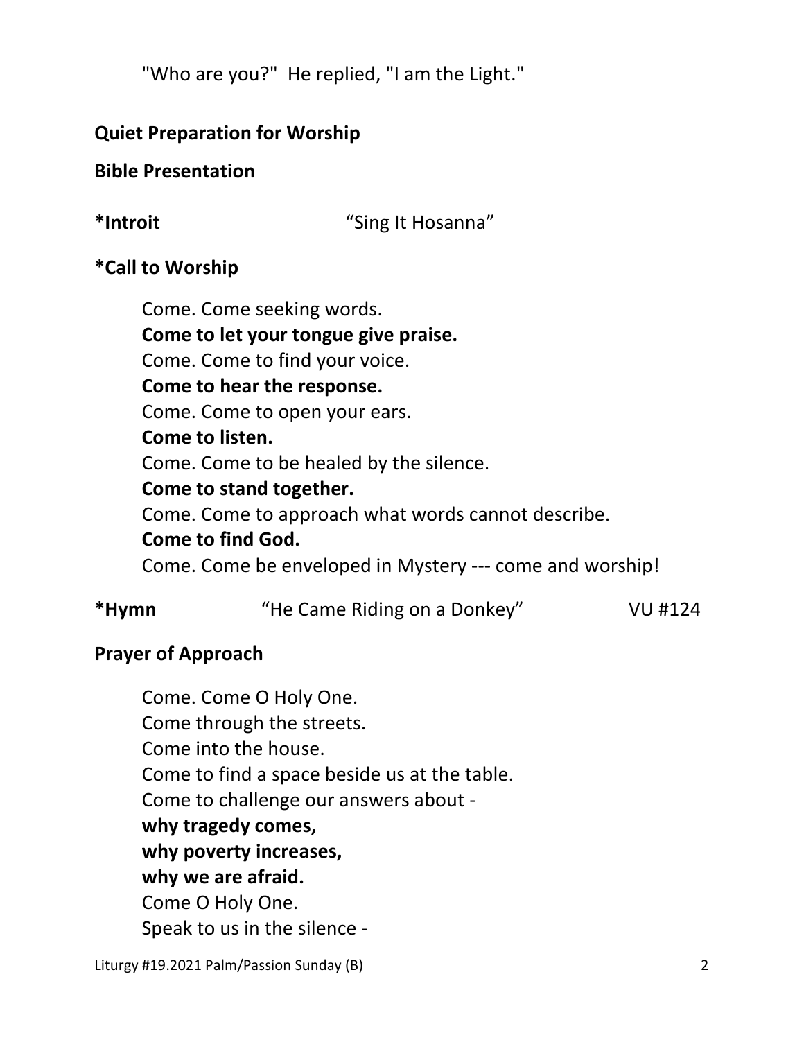"Who are you?"  He replied, "I am the Light."

**Quiet Preparation for Worship**

**Bible Presentation**

***Introit** "Sing It Hosanna"

***Call to Worship**

Come. Come seeking words.  
**Come to let your tongue give praise.**  
Come. Come to find your voice.  
**Come to hear the response.**  
Come. Come to open your ears.  
**Come to listen.**  
Come. Come to be healed by the silence.  
**Come to stand together.**  
Come. Come to approach what words cannot describe.  
**Come to find God.**  
Come. Come be enveloped in Mystery --- come and worship!

***Hymn** "He Came Riding on a Donkey" VU #124

**Prayer of Approach**

Come. Come O Holy One.  
Come through the streets.  
Come into the house.  
Come to find a space beside us at the table.  
Come to challenge our answers about -  
**why tragedy comes,**  
**why poverty increases,**  
**why we are afraid.**  
Come O Holy One.  
Speak to us in the silence -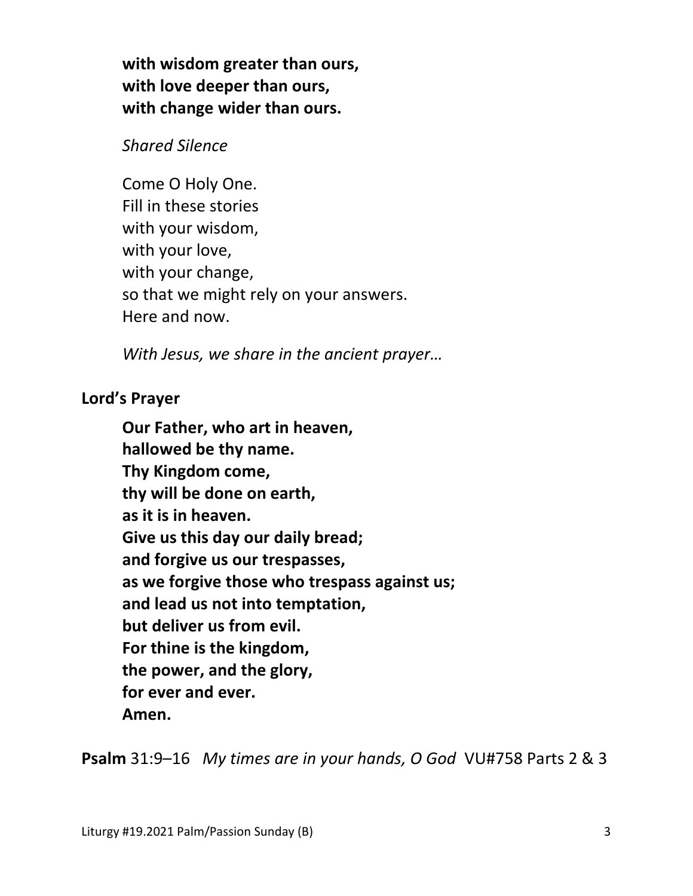**with wisdom greater than ours,**
**with love deeper than ours,**
**with change wider than ours.**

*Shared Silence*

Come O Holy One.
Fill in these stories
with your wisdom,
with your love,
with your change,
so that we might rely on your answers.
Here and now.

*With Jesus, we share in the ancient prayer…*

**Lord's Prayer**

**Our Father, who art in heaven,**
**hallowed be thy name.**
**Thy Kingdom come,**
**thy will be done on earth,**
**as it is in heaven.**
**Give us this day our daily bread;**
**and forgive us our trespasses,**
**as we forgive those who trespass against us;**
**and lead us not into temptation,**
**but deliver us from evil.**
**For thine is the kingdom,**
**the power, and the glory,**
**for ever and ever.**
**Amen.**

**Psalm** 31:9–16 *My times are in your hands, O God* VU#758 Parts 2 & 3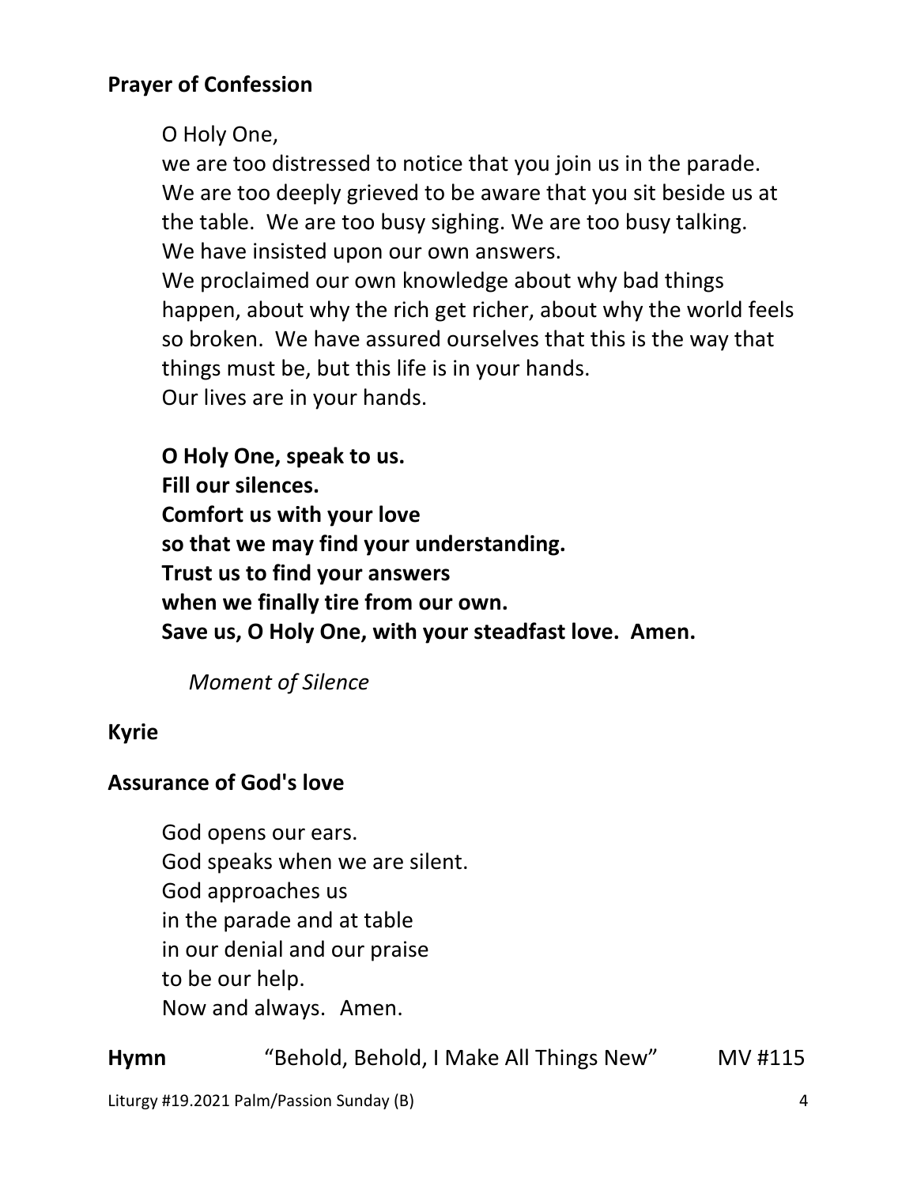**Prayer of Confession**

O Holy One,
we are too distressed to notice that you join us in the parade. We are too deeply grieved to be aware that you sit beside us at the table. We are too busy sighing. We are too busy talking. We have insisted upon our own answers.
We proclaimed our own knowledge about why bad things happen, about why the rich get richer, about why the world feels so broken. We have assured ourselves that this is the way that things must be, but this life is in your hands.
Our lives are in your hands.

**O Holy One, speak to us.**
**Fill our silences.**
**Comfort us with your love**
**so that we may find your understanding.**
**Trust us to find your answers**
**when we finally tire from our own.**
**Save us, O Holy One, with your steadfast love. Amen.**

*Moment of Silence*

**Kyrie**

**Assurance of God's love**

God opens our ears.
God speaks when we are silent.
God approaches us
in the parade and at table
in our denial and our praise
to be our help.
Now and always. Amen.

**Hymn** "Behold, Behold, I Make All Things New" MV #115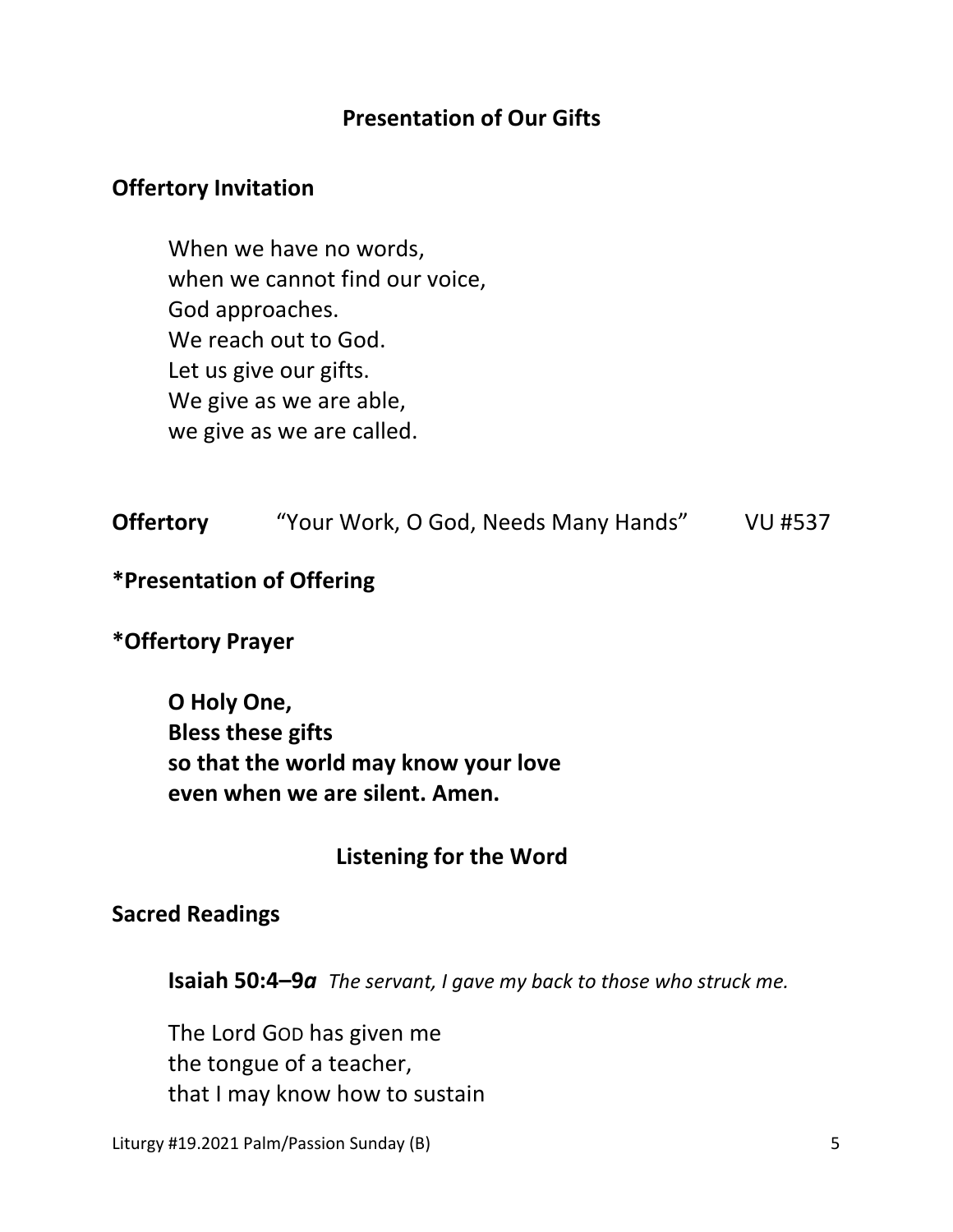## Presentation of Our Gifts

**Offertory Invitation**

When we have no words,
when we cannot find our voice,
God approaches.
We reach out to God.
Let us give our gifts.
We give as we are able,
we give as we are called.

**Offertory** "Your Work, O God, Needs Many Hands" VU #537

**\*Presentation of Offering**

**\*Offertory Prayer**

**O Holy One,**
**Bless these gifts**
**so that the world may know your love**
**even when we are silent. Amen.**

## Listening for the Word

**Sacred Readings**

**Isaiah 50:4–9*a*** *The servant, I gave my back to those who struck me.*

The Lord GOD has given me
the tongue of a teacher,
that I may know how to sustain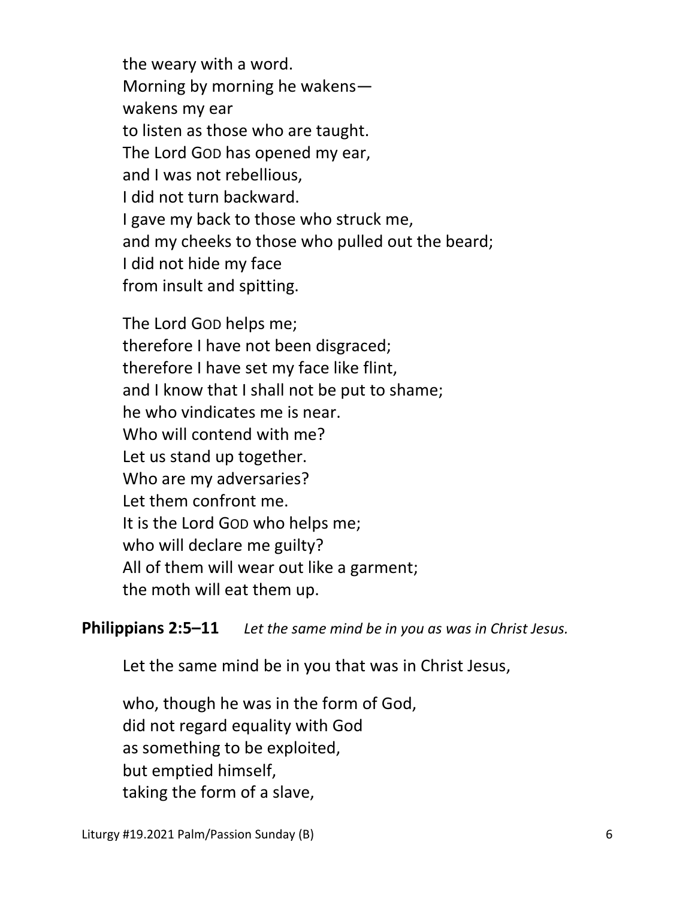the weary with a word.
Morning by morning he wakens—
wakens my ear
to listen as those who are taught.
The Lord GOD has opened my ear,
and I was not rebellious,
I did not turn backward.
I gave my back to those who struck me,
and my cheeks to those who pulled out the beard;
I did not hide my face
from insult and spitting.

The Lord GOD helps me;
therefore I have not been disgraced;
therefore I have set my face like flint,
and I know that I shall not be put to shame;
he who vindicates me is near.
Who will contend with me?
Let us stand up together.
Who are my adversaries?
Let them confront me.
It is the Lord GOD who helps me;
who will declare me guilty?
All of them will wear out like a garment;
the moth will eat them up.

**Philippians 2:5–11** *Let the same mind be in you as was in Christ Jesus.*

Let the same mind be in you that was in Christ Jesus,

who, though he was in the form of God,
did not regard equality with God
as something to be exploited,
but emptied himself,
taking the form of a slave,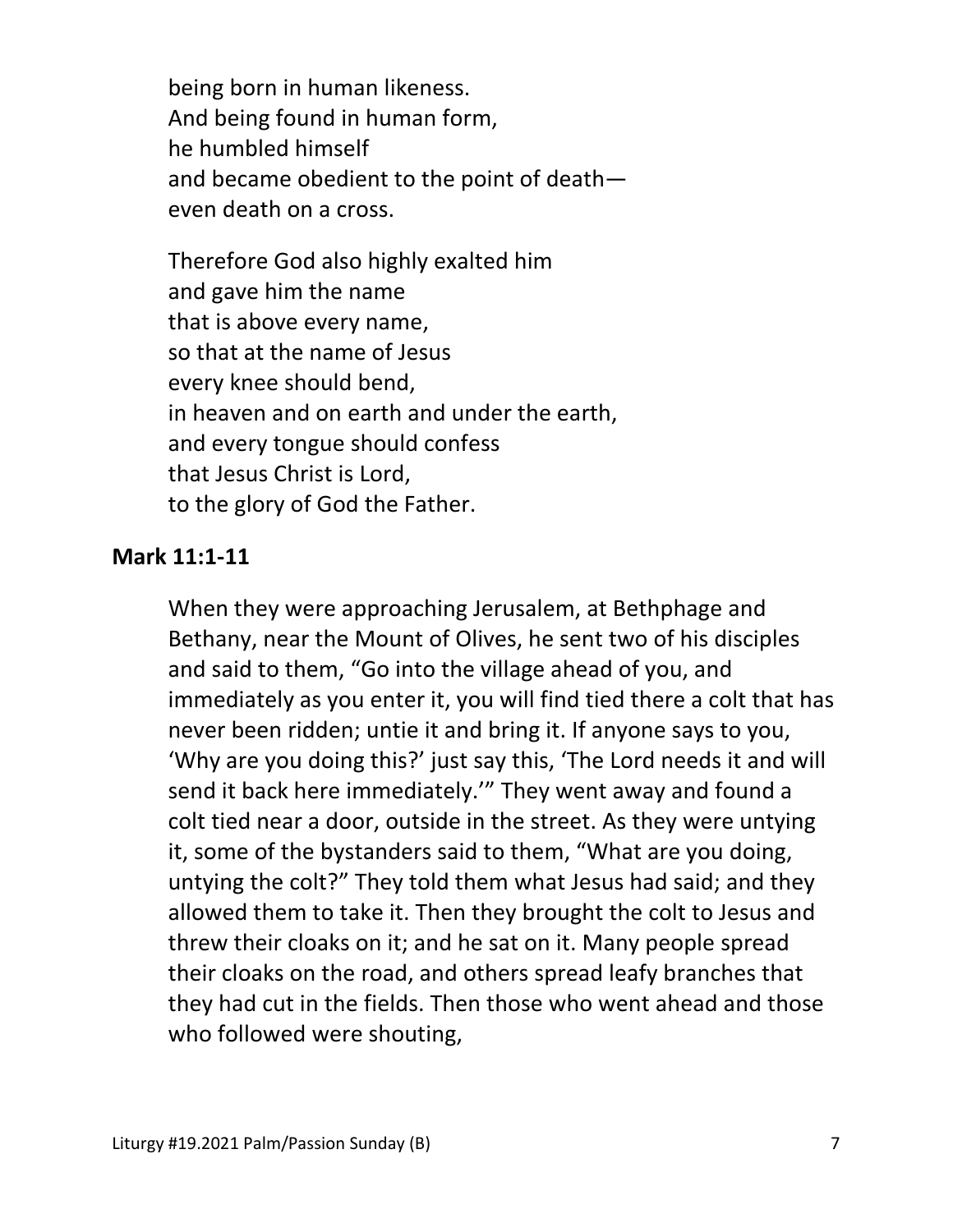being born in human likeness.
And being found in human form,
he humbled himself
and became obedient to the point of death—
even death on a cross.

Therefore God also highly exalted him
and gave him the name
that is above every name,
so that at the name of Jesus
every knee should bend,
in heaven and on earth and under the earth,
and every tongue should confess
that Jesus Christ is Lord,
to the glory of God the Father.

**Mark 11:1-11**

When they were approaching Jerusalem, at Bethphage and Bethany, near the Mount of Olives, he sent two of his disciples and said to them, "Go into the village ahead of you, and immediately as you enter it, you will find tied there a colt that has never been ridden; untie it and bring it. If anyone says to you, 'Why are you doing this?' just say this, 'The Lord needs it and will send it back here immediately.'" They went away and found a colt tied near a door, outside in the street. As they were untying it, some of the bystanders said to them, "What are you doing, untying the colt?" They told them what Jesus had said; and they allowed them to take it. Then they brought the colt to Jesus and threw their cloaks on it; and he sat on it. Many people spread their cloaks on the road, and others spread leafy branches that they had cut in the fields. Then those who went ahead and those who followed were shouting,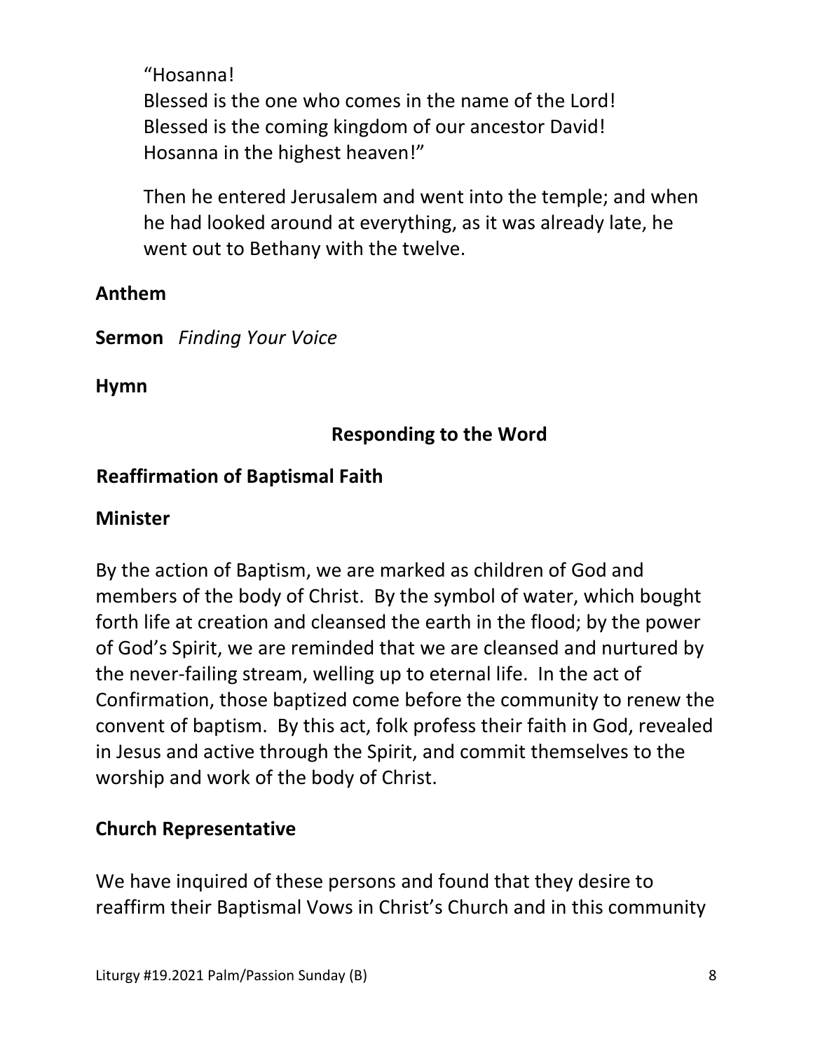"Hosanna!
Blessed is the one who comes in the name of the Lord!
Blessed is the coming kingdom of our ancestor David!
Hosanna in the highest heaven!"

Then he entered Jerusalem and went into the temple; and when he had looked around at everything, as it was already late, he went out to Bethany with the twelve.

**Anthem**

**Sermon** *Finding Your Voice*

**Hymn**

## Responding to the Word

**Reaffirmation of Baptismal Faith**

**Minister**

By the action of Baptism, we are marked as children of God and members of the body of Christ. By the symbol of water, which bought forth life at creation and cleansed the earth in the flood; by the power of God's Spirit, we are reminded that we are cleansed and nurtured by the never-failing stream, welling up to eternal life. In the act of Confirmation, those baptized come before the community to renew the convent of baptism. By this act, folk profess their faith in God, revealed in Jesus and active through the Spirit, and commit themselves to the worship and work of the body of Christ.

**Church Representative**

We have inquired of these persons and found that they desire to reaffirm their Baptismal Vows in Christ's Church and in this community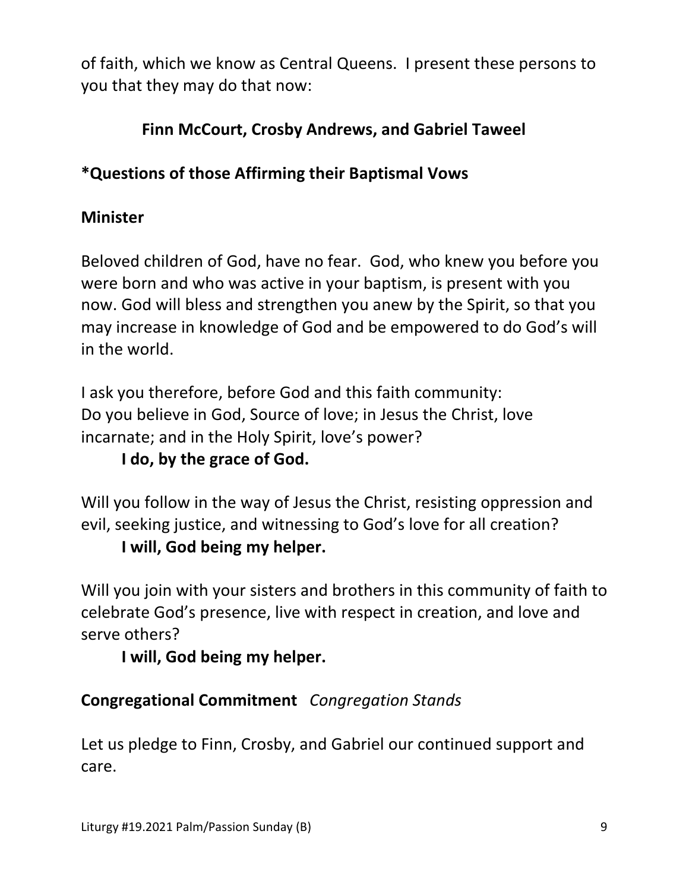of faith, which we know as Central Queens. I present these persons to you that they may do that now:

**Finn McCourt, Crosby Andrews, and Gabriel Taweel**

**\*Questions of those Affirming their Baptismal Vows**

**Minister**

Beloved children of God, have no fear. God, who knew you before you were born and who was active in your baptism, is present with you now. God will bless and strengthen you anew by the Spirit, so that you may increase in knowledge of God and be empowered to do God's will in the world.

I ask you therefore, before God and this faith community:
Do you believe in God, Source of love; in Jesus the Christ, love incarnate; and in the Holy Spirit, love's power?

**I do, by the grace of God.**

Will you follow in the way of Jesus the Christ, resisting oppression and evil, seeking justice, and witnessing to God's love for all creation?

**I will, God being my helper.**

Will you join with your sisters and brothers in this community of faith to celebrate God's presence, live with respect in creation, and love and serve others?

**I will, God being my helper.**

**Congregational Commitment** *Congregation Stands*

Let us pledge to Finn, Crosby, and Gabriel our continued support and care.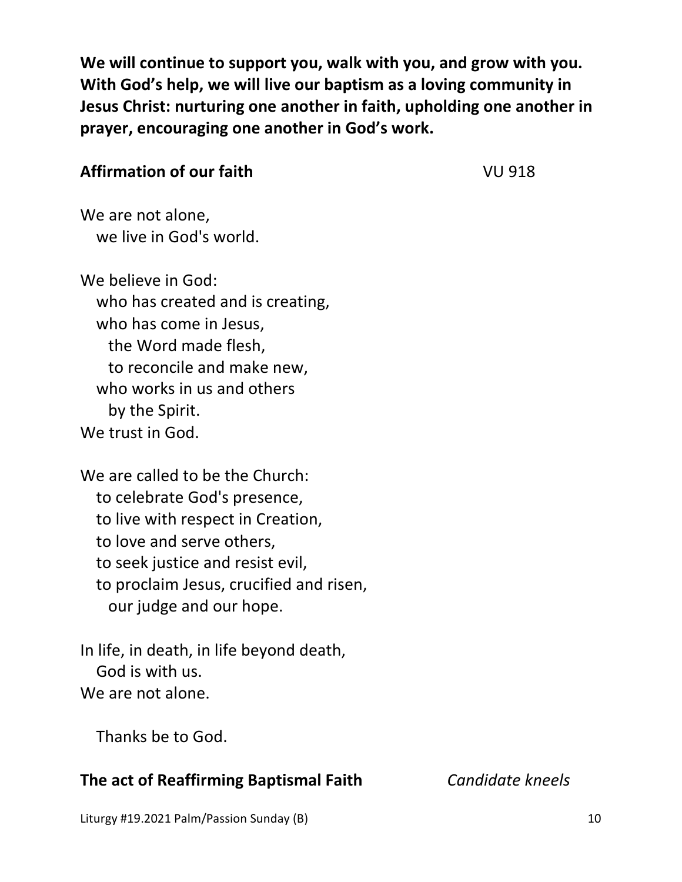**We will continue to support you, walk with you, and grow with you. With God's help, we will live our baptism as a loving community in Jesus Christ: nurturing one another in faith, upholding one another in prayer, encouraging one another in God's work.**

**Affirmation of our faith** VU 918

We are not alone,
we live in God's world.

We believe in God:
who has created and is creating,
who has come in Jesus,
the Word made flesh,
to reconcile and make new,
who works in us and others
by the Spirit.
We trust in God.

We are called to be the Church:
to celebrate God's presence,
to live with respect in Creation,
to love and serve others,
to seek justice and resist evil,
to proclaim Jesus, crucified and risen,
our judge and our hope.

In life, in death, in life beyond death,
God is with us.
We are not alone.

Thanks be to God.

**The act of Reaffirming Baptismal Faith** *Candidate kneels*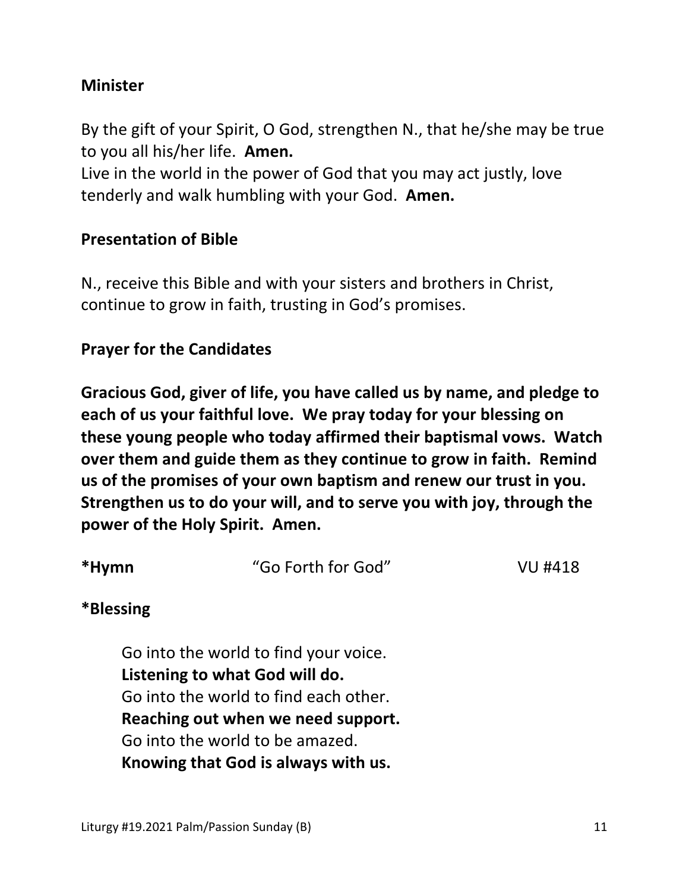**Minister**

By the gift of your Spirit, O God, strengthen N., that he/she may be true to you all his/her life. **Amen.**
Live in the world in the power of God that you may act justly, love tenderly and walk humbling with your God. **Amen.**

**Presentation of Bible**

N., receive this Bible and with your sisters and brothers in Christ, continue to grow in faith, trusting in God's promises.

**Prayer for the Candidates**

**Gracious God, giver of life, you have called us by name, and pledge to each of us your faithful love. We pray today for your blessing on these young people who today affirmed their baptismal vows. Watch over them and guide them as they continue to grow in faith. Remind us of the promises of your own baptism and renew our trust in you. Strengthen us to do your will, and to serve you with joy, through the power of the Holy Spirit. Amen.**

**\*Hymn** "Go Forth for God" VU #418

**\*Blessing**

Go into the world to find your voice.
**Listening to what God will do.**
Go into the world to find each other.
**Reaching out when we need support.**
Go into the world to be amazed.
**Knowing that God is always with us.**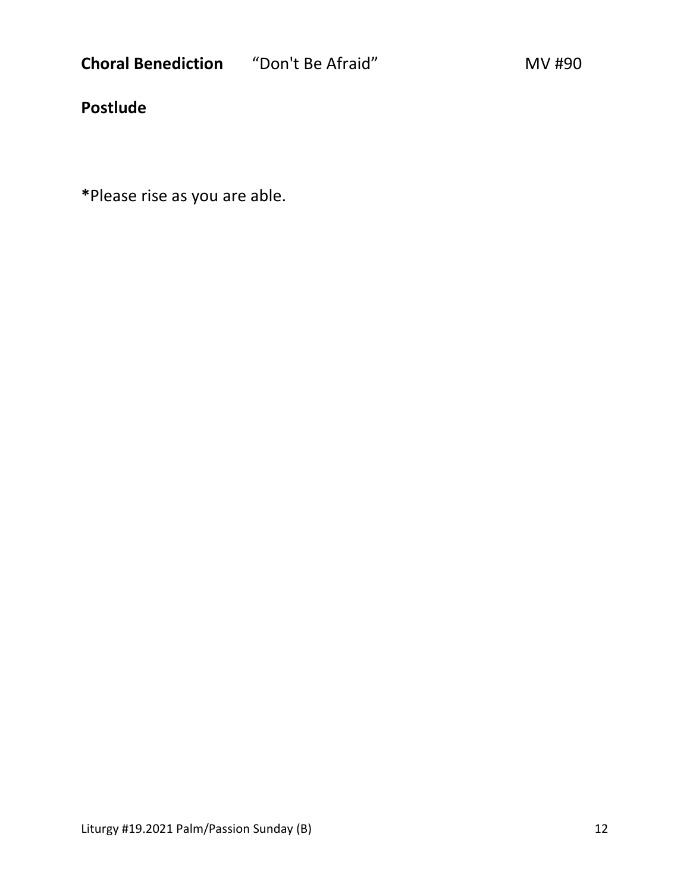**Choral Benediction** “Don't Be Afraid” MV #90

**Postlude**

**\***Please rise as you are able.

**Choral Benediction** “Don't Be Afraid” MV #90

**Postlude**

**\***Please rise as you are able.